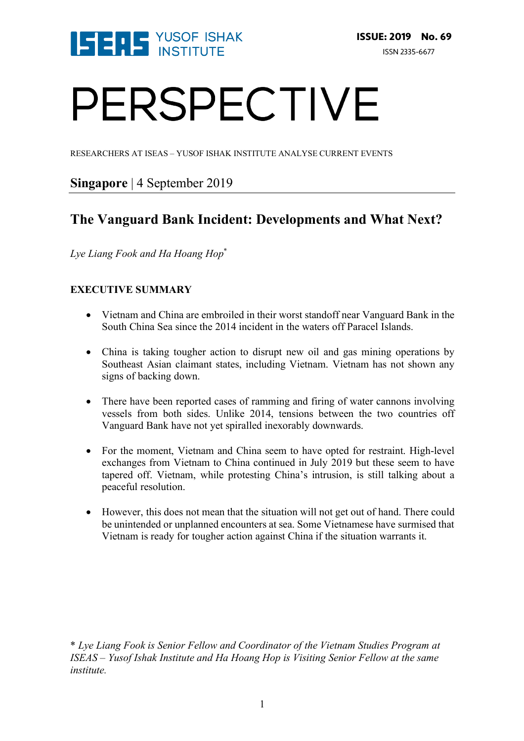ISEAS YUSOF ISHAK INSTITUTE

**ISSUE: 2019 No. 69**

ISSN 2335-6677

# PERSPECTIVE

RESEARCHERS AT ISEAS – YUSOF ISHAK INSTITUTE ANALYSE CURRENT EVENTS

**Singapore** | 4 September 2019

## The Vanguard Bank Incident: Developments and What Next?

*Lye Liang Fook and Ha Hoang Hop**

### EXECUTIVE SUMMARY

- Vietnam and China are embroiled in their worst standoff near Vanguard Bank in the South China Sea since the 2014 incident in the waters off Paracel Islands.
- China is taking tougher action to disrupt new oil and gas mining operations by Southeast Asian claimant states, including Vietnam. Vietnam has not shown any signs of backing down.
- There have been reported cases of ramming and firing of water cannons involving vessels from both sides. Unlike 2014, tensions between the two countries off Vanguard Bank have not yet spiralled inexorably downwards.
- For the moment, Vietnam and China seem to have opted for restraint. High-level exchanges from Vietnam to China continued in July 2019 but these seem to have tapered off. Vietnam, while protesting China's intrusion, is still talking about a peaceful resolution.
- However, this does not mean that the situation will not get out of hand. There could be unintended or unplanned encounters at sea. Some Vietnamese have surmised that Vietnam is ready for tougher action against China if the situation warrants it.

\* *Lye Liang Fook is Senior Fellow and Coordinator of the Vietnam Studies Program at ISEAS – Yusof Ishak Institute and Ha Hoang Hop is Visiting Senior Fellow at the same institute.*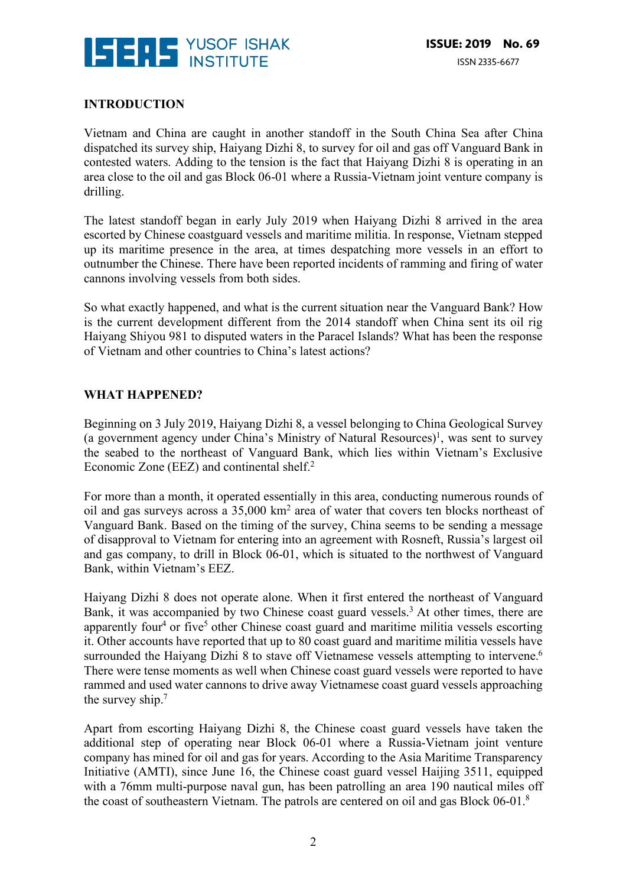## INTRODUCTION

Vietnam and China are caught in another standoff in the South China Sea after China dispatched its survey ship, Haiyang Dizhi 8, to survey for oil and gas off Vanguard Bank in contested waters. Adding to the tension is the fact that Haiyang Dizhi 8 is operating in an area close to the oil and gas Block 06-01 where a Russia-Vietnam joint venture company is drilling.

The latest standoff began in early July 2019 when Haiyang Dizhi 8 arrived in the area escorted by Chinese coastguard vessels and maritime militia. In response, Vietnam stepped up its maritime presence in the area, at times despatching more vessels in an effort to outnumber the Chinese. There have been reported incidents of ramming and firing of water cannons involving vessels from both sides.

So what exactly happened, and what is the current situation near the Vanguard Bank? How is the current development different from the 2014 standoff when China sent its oil rig Haiyang Shiyou 981 to disputed waters in the Paracel Islands? What has been the response of Vietnam and other countries to China's latest actions?

## WHAT HAPPENED?

Beginning on 3 July 2019, Haiyang Dizhi 8, a vessel belonging to China Geological Survey (a government agency under China's Ministry of Natural Resources)[1], was sent to survey the seabed to the northeast of Vanguard Bank, which lies within Vietnam's Exclusive Economic Zone (EEZ) and continental shelf.[2]

For more than a month, it operated essentially in this area, conducting numerous rounds of oil and gas surveys across a 35,000 km$^2$ area of water that covers ten blocks northeast of Vanguard Bank. Based on the timing of the survey, China seems to be sending a message of disapproval to Vietnam for entering into an agreement with Rosneft, Russia's largest oil and gas company, to drill in Block 06-01, which is situated to the northwest of Vanguard Bank, within Vietnam's EEZ.

Haiyang Dizhi 8 does not operate alone. When it first entered the northeast of Vanguard Bank, it was accompanied by two Chinese coast guard vessels.[3] At other times, there are apparently four[4] or five[5] other Chinese coast guard and maritime militia vessels escorting it. Other accounts have reported that up to 80 coast guard and maritime militia vessels have surrounded the Haiyang Dizhi 8 to stave off Vietnamese vessels attempting to intervene.[6] There were tense moments as well when Chinese coast guard vessels were reported to have rammed and used water cannons to drive away Vietnamese coast guard vessels approaching the survey ship.[7]

Apart from escorting Haiyang Dizhi 8, the Chinese coast guard vessels have taken the additional step of operating near Block 06-01 where a Russia-Vietnam joint venture company has mined for oil and gas for years. According to the Asia Maritime Transparency Initiative (AMTI), since June 16, the Chinese coast guard vessel Haijing 3511, equipped with a 76mm multi-purpose naval gun, has been patrolling an area 190 nautical miles off the coast of southeastern Vietnam. The patrols are centered on oil and gas Block 06-01.[8]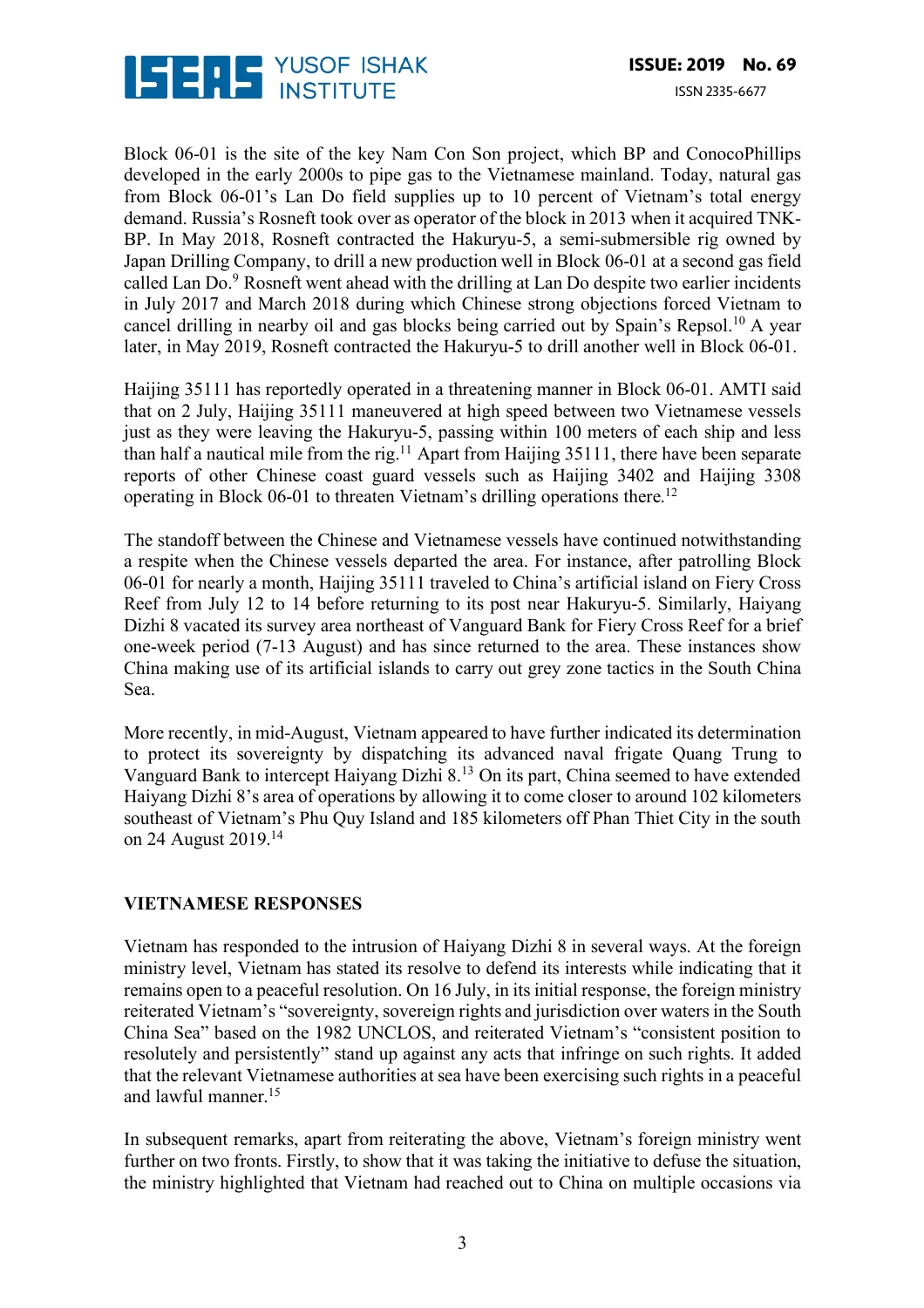Block 06-01 is the site of the key Nam Con Son project, which BP and ConocoPhillips developed in the early 2000s to pipe gas to the Vietnamese mainland. Today, natural gas from Block 06-01's Lan Do field supplies up to 10 percent of Vietnam's total energy demand. Russia's Rosneft took over as operator of the block in 2013 when it acquired TNK-BP. In May 2018, Rosneft contracted the Hakuryu-5, a semi-submersible rig owned by Japan Drilling Company, to drill a new production well in Block 06-01 at a second gas field called Lan Do.[9] Rosneft went ahead with the drilling at Lan Do despite two earlier incidents in July 2017 and March 2018 during which Chinese strong objections forced Vietnam to cancel drilling in nearby oil and gas blocks being carried out by Spain's Repsol.[10] A year later, in May 2019, Rosneft contracted the Hakuryu-5 to drill another well in Block 06-01.

Haijing 35111 has reportedly operated in a threatening manner in Block 06-01. AMTI said that on 2 July, Haijing 35111 maneuvered at high speed between two Vietnamese vessels just as they were leaving the Hakuryu-5, passing within 100 meters of each ship and less than half a nautical mile from the rig.[11] Apart from Haijing 35111, there have been separate reports of other Chinese coast guard vessels such as Haijing 3402 and Haijing 3308 operating in Block 06-01 to threaten Vietnam's drilling operations there.[12]

The standoff between the Chinese and Vietnamese vessels have continued notwithstanding a respite when the Chinese vessels departed the area. For instance, after patrolling Block 06-01 for nearly a month, Haijing 35111 traveled to China's artificial island on Fiery Cross Reef from July 12 to 14 before returning to its post near Hakuryu-5. Similarly, Haiyang Dizhi 8 vacated its survey area northeast of Vanguard Bank for Fiery Cross Reef for a brief one-week period (7-13 August) and has since returned to the area. These instances show China making use of its artificial islands to carry out grey zone tactics in the South China Sea.

More recently, in mid-August, Vietnam appeared to have further indicated its determination to protect its sovereignty by dispatching its advanced naval frigate Quang Trung to Vanguard Bank to intercept Haiyang Dizhi 8.[13] On its part, China seemed to have extended Haiyang Dizhi 8's area of operations by allowing it to come closer to around 102 kilometers southeast of Vietnam's Phu Quy Island and 185 kilometers off Phan Thiet City in the south on 24 August 2019.[14]

## VIETNAMESE RESPONSES

Vietnam has responded to the intrusion of Haiyang Dizhi 8 in several ways. At the foreign ministry level, Vietnam has stated its resolve to defend its interests while indicating that it remains open to a peaceful resolution. On 16 July, in its initial response, the foreign ministry reiterated Vietnam's "sovereignty, sovereign rights and jurisdiction over waters in the South China Sea" based on the 1982 UNCLOS, and reiterated Vietnam's "consistent position to resolutely and persistently" stand up against any acts that infringe on such rights. It added that the relevant Vietnamese authorities at sea have been exercising such rights in a peaceful and lawful manner.[15]

In subsequent remarks, apart from reiterating the above, Vietnam's foreign ministry went further on two fronts. Firstly, to show that it was taking the initiative to defuse the situation, the ministry highlighted that Vietnam had reached out to China on multiple occasions via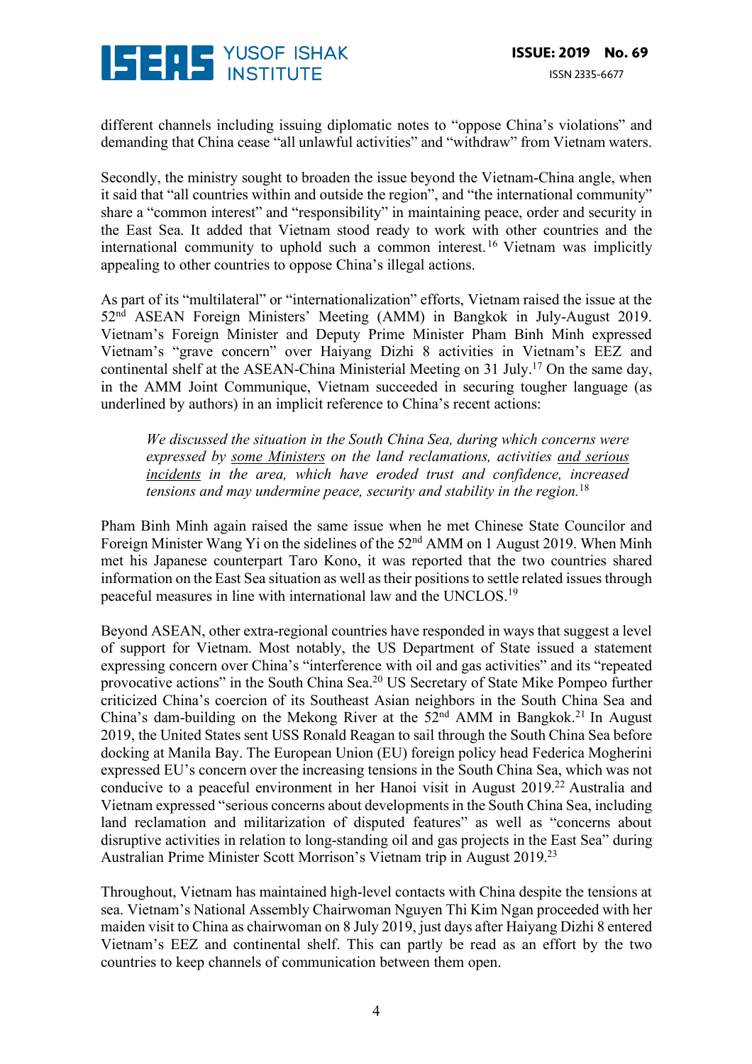different channels including issuing diplomatic notes to "oppose China's violations" and demanding that China cease "all unlawful activities" and "withdraw" from Vietnam waters.

Secondly, the ministry sought to broaden the issue beyond the Vietnam-China angle, when it said that "all countries within and outside the region", and "the international community" share a "common interest" and "responsibility" in maintaining peace, order and security in the East Sea. It added that Vietnam stood ready to work with other countries and the international community to uphold such a common interest.[16] Vietnam was implicitly appealing to other countries to oppose China's illegal actions.

As part of its "multilateral" or "internationalization" efforts, Vietnam raised the issue at the 52nd ASEAN Foreign Ministers' Meeting (AMM) in Bangkok in July-August 2019. Vietnam's Foreign Minister and Deputy Prime Minister Pham Binh Minh expressed Vietnam's "grave concern" over Haiyang Dizhi 8 activities in Vietnam's EEZ and continental shelf at the ASEAN-China Ministerial Meeting on 31 July.[17] On the same day, in the AMM Joint Communique, Vietnam succeeded in securing tougher language (as underlined by authors) in an implicit reference to China's recent actions:

> *We discussed the situation in the South China Sea, during which concerns were expressed by <u>some Ministers</u> on the land reclamations, activities <u>and serious incidents</u> in the area, which have eroded trust and confidence, increased tensions and may undermine peace, security and stability in the region.*[18]

Pham Binh Minh again raised the same issue when he met Chinese State Councilor and Foreign Minister Wang Yi on the sidelines of the 52nd AMM on 1 August 2019. When Minh met his Japanese counterpart Taro Kono, it was reported that the two countries shared information on the East Sea situation as well as their positions to settle related issues through peaceful measures in line with international law and the UNCLOS.[19]

Beyond ASEAN, other extra-regional countries have responded in ways that suggest a level of support for Vietnam. Most notably, the US Department of State issued a statement expressing concern over China's "interference with oil and gas activities" and its "repeated provocative actions" in the South China Sea.[20] US Secretary of State Mike Pompeo further criticized China's coercion of its Southeast Asian neighbors in the South China Sea and China's dam-building on the Mekong River at the 52nd AMM in Bangkok.[21] In August 2019, the United States sent USS Ronald Reagan to sail through the South China Sea before docking at Manila Bay. The European Union (EU) foreign policy head Federica Mogherini expressed EU's concern over the increasing tensions in the South China Sea, which was not conducive to a peaceful environment in her Hanoi visit in August 2019.[22] Australia and Vietnam expressed "serious concerns about developments in the South China Sea, including land reclamation and militarization of disputed features" as well as "concerns about disruptive activities in relation to long-standing oil and gas projects in the East Sea" during Australian Prime Minister Scott Morrison's Vietnam trip in August 2019.[23]

Throughout, Vietnam has maintained high-level contacts with China despite the tensions at sea. Vietnam's National Assembly Chairwoman Nguyen Thi Kim Ngan proceeded with her maiden visit to China as chairwoman on 8 July 2019, just days after Haiyang Dizhi 8 entered Vietnam's EEZ and continental shelf. This can partly be read as an effort by the two countries to keep channels of communication between them open.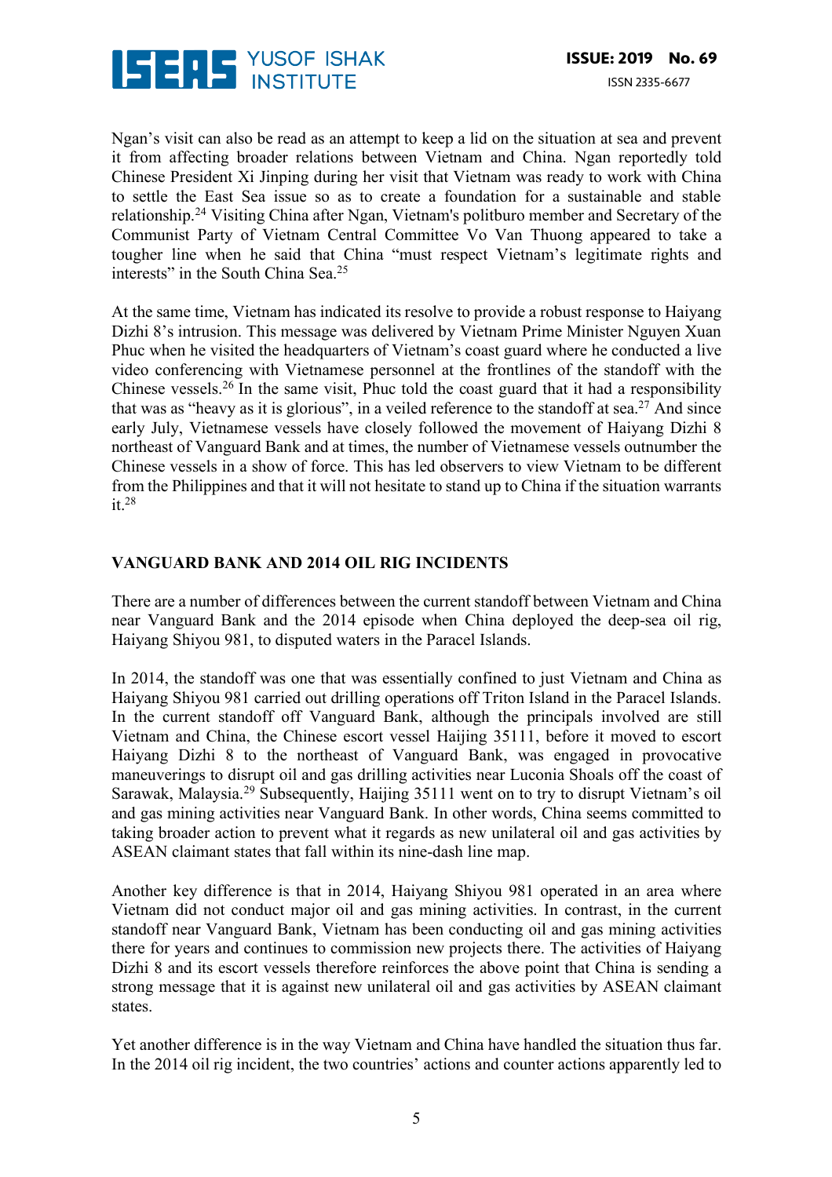Ngan's visit can also be read as an attempt to keep a lid on the situation at sea and prevent it from affecting broader relations between Vietnam and China. Ngan reportedly told Chinese President Xi Jinping during her visit that Vietnam was ready to work with China to settle the East Sea issue so as to create a foundation for a sustainable and stable relationship.[24] Visiting China after Ngan, Vietnam's politburo member and Secretary of the Communist Party of Vietnam Central Committee Vo Van Thuong appeared to take a tougher line when he said that China "must respect Vietnam's legitimate rights and interests" in the South China Sea.[25]

At the same time, Vietnam has indicated its resolve to provide a robust response to Haiyang Dizhi 8's intrusion. This message was delivered by Vietnam Prime Minister Nguyen Xuan Phuc when he visited the headquarters of Vietnam's coast guard where he conducted a live video conferencing with Vietnamese personnel at the frontlines of the standoff with the Chinese vessels.[26] In the same visit, Phuc told the coast guard that it had a responsibility that was as "heavy as it is glorious", in a veiled reference to the standoff at sea.[27] And since early July, Vietnamese vessels have closely followed the movement of Haiyang Dizhi 8 northeast of Vanguard Bank and at times, the number of Vietnamese vessels outnumber the Chinese vessels in a show of force. This has led observers to view Vietnam to be different from the Philippines and that it will not hesitate to stand up to China if the situation warrants it.[28]

## VANGUARD BANK AND 2014 OIL RIG INCIDENTS

There are a number of differences between the current standoff between Vietnam and China near Vanguard Bank and the 2014 episode when China deployed the deep-sea oil rig, Haiyang Shiyou 981, to disputed waters in the Paracel Islands.

In 2014, the standoff was one that was essentially confined to just Vietnam and China as Haiyang Shiyou 981 carried out drilling operations off Triton Island in the Paracel Islands. In the current standoff off Vanguard Bank, although the principals involved are still Vietnam and China, the Chinese escort vessel Haijing 35111, before it moved to escort Haiyang Dizhi 8 to the northeast of Vanguard Bank, was engaged in provocative maneuverings to disrupt oil and gas drilling activities near Luconia Shoals off the coast of Sarawak, Malaysia.[29] Subsequently, Haijing 35111 went on to try to disrupt Vietnam's oil and gas mining activities near Vanguard Bank. In other words, China seems committed to taking broader action to prevent what it regards as new unilateral oil and gas activities by ASEAN claimant states that fall within its nine-dash line map.

Another key difference is that in 2014, Haiyang Shiyou 981 operated in an area where Vietnam did not conduct major oil and gas mining activities. In contrast, in the current standoff near Vanguard Bank, Vietnam has been conducting oil and gas mining activities there for years and continues to commission new projects there. The activities of Haiyang Dizhi 8 and its escort vessels therefore reinforces the above point that China is sending a strong message that it is against new unilateral oil and gas activities by ASEAN claimant states.

Yet another difference is in the way Vietnam and China have handled the situation thus far. In the 2014 oil rig incident, the two countries' actions and counter actions apparently led to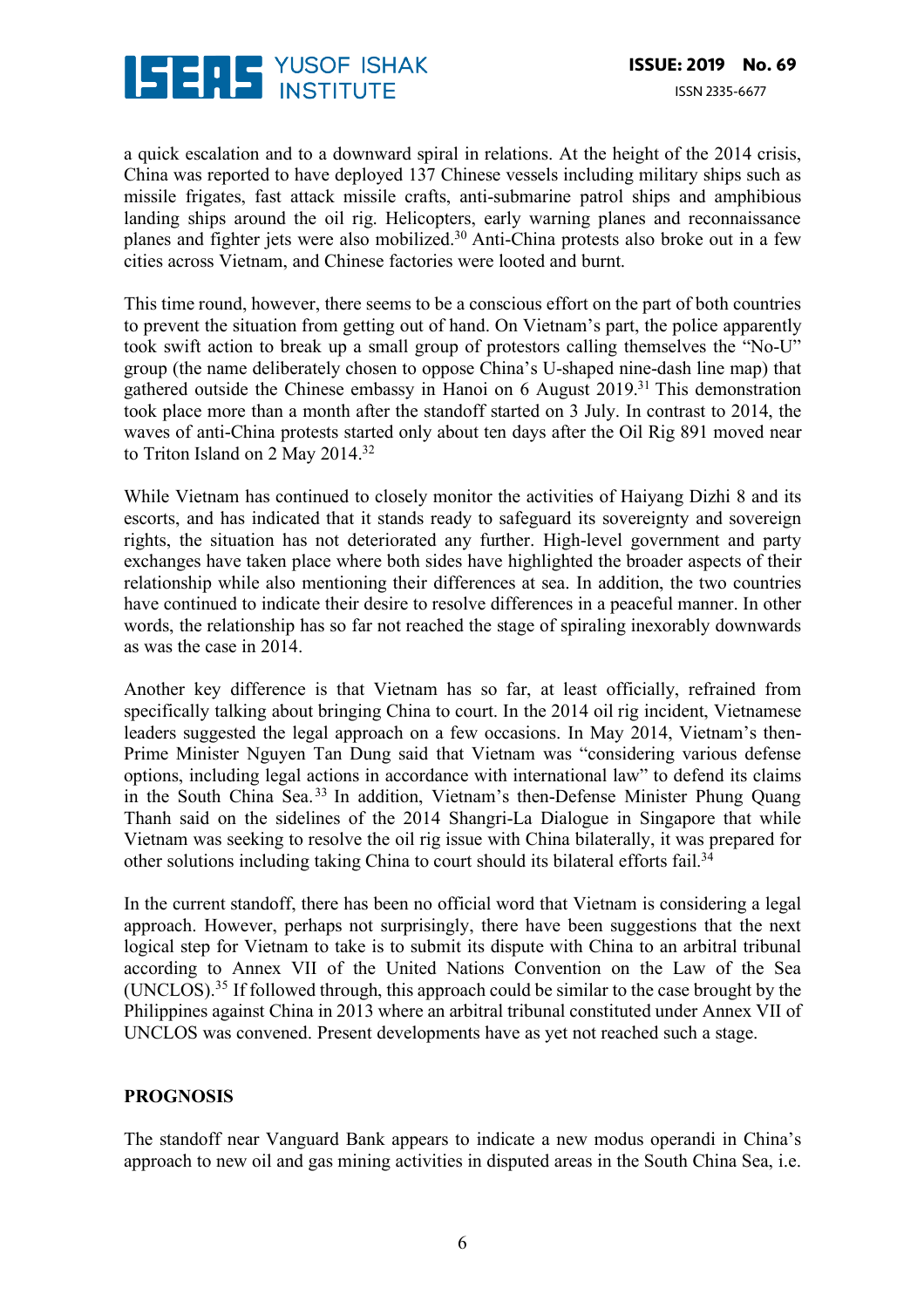a quick escalation and to a downward spiral in relations. At the height of the 2014 crisis, China was reported to have deployed 137 Chinese vessels including military ships such as missile frigates, fast attack missile crafts, anti-submarine patrol ships and amphibious landing ships around the oil rig. Helicopters, early warning planes and reconnaissance planes and fighter jets were also mobilized.[30] Anti-China protests also broke out in a few cities across Vietnam, and Chinese factories were looted and burnt.

This time round, however, there seems to be a conscious effort on the part of both countries to prevent the situation from getting out of hand. On Vietnam's part, the police apparently took swift action to break up a small group of protestors calling themselves the "No-U" group (the name deliberately chosen to oppose China's U-shaped nine-dash line map) that gathered outside the Chinese embassy in Hanoi on 6 August 2019.[31] This demonstration took place more than a month after the standoff started on 3 July. In contrast to 2014, the waves of anti-China protests started only about ten days after the Oil Rig 891 moved near to Triton Island on 2 May 2014.[32]

While Vietnam has continued to closely monitor the activities of Haiyang Dizhi 8 and its escorts, and has indicated that it stands ready to safeguard its sovereignty and sovereign rights, the situation has not deteriorated any further. High-level government and party exchanges have taken place where both sides have highlighted the broader aspects of their relationship while also mentioning their differences at sea. In addition, the two countries have continued to indicate their desire to resolve differences in a peaceful manner. In other words, the relationship has so far not reached the stage of spiraling inexorably downwards as was the case in 2014.

Another key difference is that Vietnam has so far, at least officially, refrained from specifically talking about bringing China to court. In the 2014 oil rig incident, Vietnamese leaders suggested the legal approach on a few occasions. In May 2014, Vietnam's then-Prime Minister Nguyen Tan Dung said that Vietnam was "considering various defense options, including legal actions in accordance with international law" to defend its claims in the South China Sea.[33] In addition, Vietnam's then-Defense Minister Phung Quang Thanh said on the sidelines of the 2014 Shangri-La Dialogue in Singapore that while Vietnam was seeking to resolve the oil rig issue with China bilaterally, it was prepared for other solutions including taking China to court should its bilateral efforts fail.[34]

In the current standoff, there has been no official word that Vietnam is considering a legal approach. However, perhaps not surprisingly, there have been suggestions that the next logical step for Vietnam to take is to submit its dispute with China to an arbitral tribunal according to Annex VII of the United Nations Convention on the Law of the Sea (UNCLOS).[35] If followed through, this approach could be similar to the case brought by the Philippines against China in 2013 where an arbitral tribunal constituted under Annex VII of UNCLOS was convened. Present developments have as yet not reached such a stage.

## PROGNOSIS

The standoff near Vanguard Bank appears to indicate a new modus operandi in China's approach to new oil and gas mining activities in disputed areas in the South China Sea, i.e.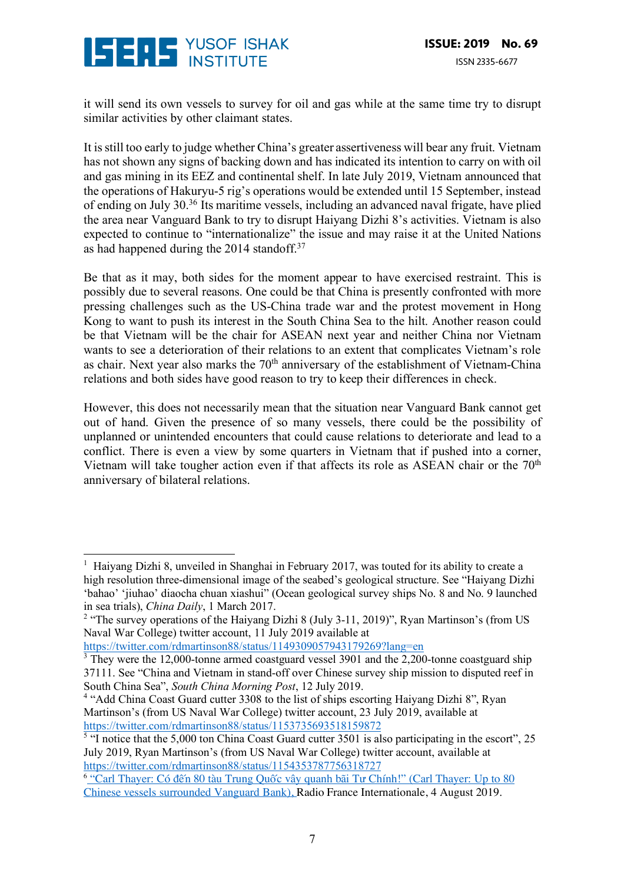it will send its own vessels to survey for oil and gas while at the same time try to disrupt similar activities by other claimant states.

It is still too early to judge whether China's greater assertiveness will bear any fruit. Vietnam has not shown any signs of backing down and has indicated its intention to carry on with oil and gas mining in its EEZ and continental shelf. In late July 2019, Vietnam announced that the operations of Hakuryu-5 rig's operations would be extended until 15 September, instead of ending on July 30.[36] Its maritime vessels, including an advanced naval frigate, have plied the area near Vanguard Bank to try to disrupt Haiyang Dizhi 8's activities. Vietnam is also expected to continue to "internationalize" the issue and may raise it at the United Nations as had happened during the 2014 standoff.[37]

Be that as it may, both sides for the moment appear to have exercised restraint. This is possibly due to several reasons. One could be that China is presently confronted with more pressing challenges such as the US-China trade war and the protest movement in Hong Kong to want to push its interest in the South China Sea to the hilt. Another reason could be that Vietnam will be the chair for ASEAN next year and neither China nor Vietnam wants to see a deterioration of their relations to an extent that complicates Vietnam's role as chair. Next year also marks the 70th anniversary of the establishment of Vietnam-China relations and both sides have good reason to try to keep their differences in check.

However, this does not necessarily mean that the situation near Vanguard Bank cannot get out of hand. Given the presence of so many vessels, there could be the possibility of unplanned or unintended encounters that could cause relations to deteriorate and lead to a conflict. There is even a view by some quarters in Vietnam that if pushed into a corner, Vietnam will take tougher action even if that affects its role as ASEAN chair or the 70th anniversary of bilateral relations.

---

[1] Haiyang Dizhi 8, unveiled in Shanghai in February 2017, was touted for its ability to create a high resolution three-dimensional image of the seabed's geological structure. See "Haiyang Dizhi 'bahao' 'jiuhao' diaocha chuan xiashui" (Ocean geological survey ships No. 8 and No. 9 launched in sea trials), *China Daily*, 1 March 2017.

[2] "The survey operations of the Haiyang Dizhi 8 (July 3-11, 2019)", Ryan Martinson's (from US Naval War College) twitter account, 11 July 2019 available at https://twitter.com/rdmartinson88/status/1149309057943179269?lang=en

[3] They were the 12,000-tonne armed coastguard vessel 3901 and the 2,200-tonne coastguard ship 37111. See "China and Vietnam in stand-off over Chinese survey ship mission to disputed reef in South China Sea", *South China Morning Post*, 12 July 2019.

[4] "Add China Coast Guard cutter 3308 to the list of ships escorting Haiyang Dizhi 8", Ryan Martinson's (from US Naval War College) twitter account, 23 July 2019, available at https://twitter.com/rdmartinson88/status/1153735693518159872

[5] "I notice that the 5,000 ton China Coast Guard cutter 3501 is also participating in the escort", 25 July 2019, Ryan Martinson's (from US Naval War College) twitter account, available at https://twitter.com/rdmartinson88/status/1154353787756318727

[6] "Carl Thayer: Có đến 80 tàu Trung Quốc vây quanh bãi Tư Chính!" (Carl Thayer: Up to 80 Chinese vessels surrounded Vanguard Bank), Radio France Internationale, 4 August 2019.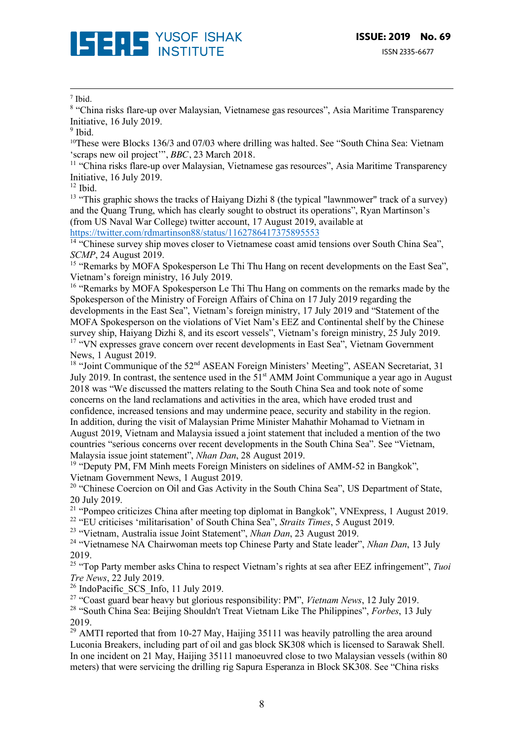[7] Ibid.

[8] "China risks flare-up over Malaysian, Vietnamese gas resources", Asia Maritime Transparency Initiative, 16 July 2019.

[9] Ibid.

[10] These were Blocks 136/3 and 07/03 where drilling was halted. See "South China Sea: Vietnam 'scraps new oil project'", *BBC*, 23 March 2018.

[11] "China risks flare-up over Malaysian, Vietnamese gas resources", Asia Maritime Transparency Initiative, 16 July 2019.

[12] Ibid.

[13] "This graphic shows the tracks of Haiyang Dizhi 8 (the typical "lawnmower" track of a survey) and the Quang Trung, which has clearly sought to obstruct its operations", Ryan Martinson's (from US Naval War College) twitter account, 17 August 2019, available at https://twitter.com/rdmartinson88/status/1162786417375895553

[14] "Chinese survey ship moves closer to Vietnamese coast amid tensions over South China Sea", *SCMP*, 24 August 2019.

[15] "Remarks by MOFA Spokesperson Le Thi Thu Hang on recent developments on the East Sea", Vietnam's foreign ministry, 16 July 2019.

[16] "Remarks by MOFA Spokesperson Le Thi Thu Hang on comments on the remarks made by the Spokesperson of the Ministry of Foreign Affairs of China on 17 July 2019 regarding the developments in the East Sea", Vietnam's foreign ministry, 17 July 2019 and "Statement of the MOFA Spokesperson on the violations of Viet Nam's EEZ and Continental shelf by the Chinese survey ship, Haiyang Dizhi 8, and its escort vessels", Vietnam's foreign ministry, 25 July 2019.

[17] "VN expresses grave concern over recent developments in East Sea", Vietnam Government News, 1 August 2019.

[18] "Joint Communique of the 52nd ASEAN Foreign Ministers' Meeting", ASEAN Secretariat, 31 July 2019. In contrast, the sentence used in the 51st AMM Joint Communique a year ago in August 2018 was "We discussed the matters relating to the South China Sea and took note of some concerns on the land reclamations and activities in the area, which have eroded trust and confidence, increased tensions and may undermine peace, security and stability in the region. In addition, during the visit of Malaysian Prime Minister Mahathir Mohamad to Vietnam in August 2019, Vietnam and Malaysia issued a joint statement that included a mention of the two countries "serious concerns over recent developments in the South China Sea". See "Vietnam, Malaysia issue joint statement", *Nhan Dan*, 28 August 2019.

[19] "Deputy PM, FM Minh meets Foreign Ministers on sidelines of AMM-52 in Bangkok", Vietnam Government News, 1 August 2019.

[20] "Chinese Coercion on Oil and Gas Activity in the South China Sea", US Department of State, 20 July 2019.

[21] "Pompeo criticizes China after meeting top diplomat in Bangkok", VNExpress, 1 August 2019.

[22] "EU criticises 'militarisation' of South China Sea", *Straits Times*, 5 August 2019.

[23] "Vietnam, Australia issue Joint Statement", *Nhan Dan*, 23 August 2019.

[24] "Vietnamese NA Chairwoman meets top Chinese Party and State leader", *Nhan Dan*, 13 July 2019.

[25] "Top Party member asks China to respect Vietnam's rights at sea after EEZ infringement", *Tuoi Tre News*, 22 July 2019.

[26] IndoPacific_SCS_Info, 11 July 2019.

[27] "Coast guard bear heavy but glorious responsibility: PM", *Vietnam News*, 12 July 2019.

[28] "South China Sea: Beijing Shouldn't Treat Vietnam Like The Philippines", *Forbes*, 13 July 2019.

[29] AMTI reported that from 10-27 May, Haijing 35111 was heavily patrolling the area around Luconia Breakers, including part of oil and gas block SK308 which is licensed to Sarawak Shell. In one incident on 21 May, Haijing 35111 manoeuvred close to two Malaysian vessels (within 80 meters) that were servicing the drilling rig Sapura Esperanza in Block SK308. See "China risks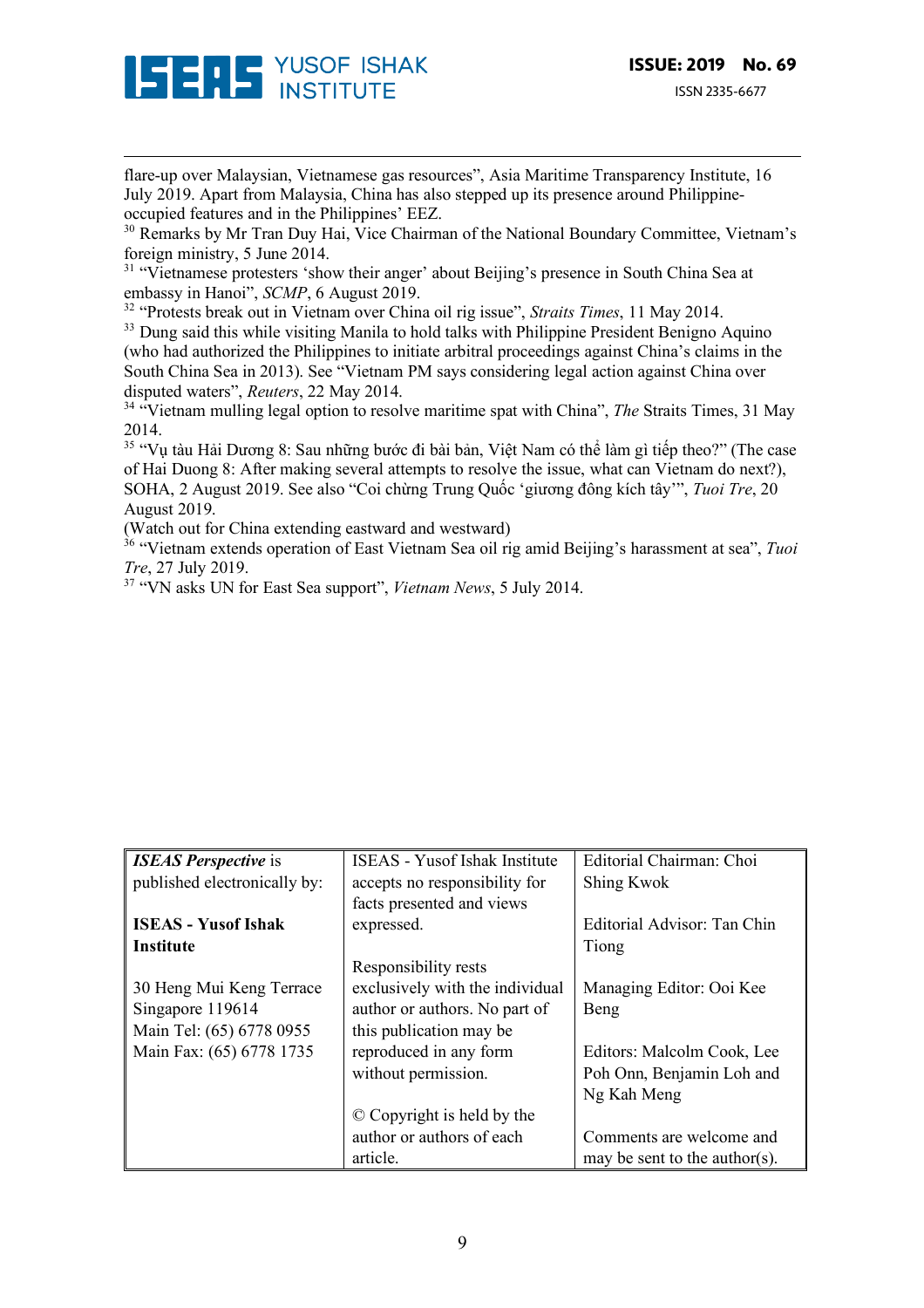flare-up over Malaysian, Vietnamese gas resources", Asia Maritime Transparency Institute, 16 July 2019. Apart from Malaysia, China has also stepped up its presence around Philippine-occupied features and in the Philippines' EEZ.

[30] Remarks by Mr Tran Duy Hai, Vice Chairman of the National Boundary Committee, Vietnam's foreign ministry, 5 June 2014.

[31] "Vietnamese protesters 'show their anger' about Beijing's presence in South China Sea at embassy in Hanoi", *SCMP*, 6 August 2019.

[32] "Protests break out in Vietnam over China oil rig issue", *Straits Times*, 11 May 2014.

[33] Dung said this while visiting Manila to hold talks with Philippine President Benigno Aquino (who had authorized the Philippines to initiate arbitral proceedings against China's claims in the South China Sea in 2013). See "Vietnam PM says considering legal action against China over disputed waters", *Reuters*, 22 May 2014.

[34] "Vietnam mulling legal option to resolve maritime spat with China", *The* Straits Times, 31 May 2014.

[35] "Vụ tàu Hải Dương 8: Sau những bước đi bài bản, Việt Nam có thể làm gì tiếp theo?" (The case of Hai Duong 8: After making several attempts to resolve the issue, what can Vietnam do next?), SOHA, 2 August 2019. See also "Coi chừng Trung Quốc 'giương đông kích tây'", *Tuoi Tre*, 20 August 2019.
(Watch out for China extending eastward and westward)

[36] "Vietnam extends operation of East Vietnam Sea oil rig amid Beijing's harassment at sea", *Tuoi Tre*, 27 July 2019.

[37] "VN asks UN for East Sea support", *Vietnam News*, 5 July 2014.

| | | |
|---|---|---|
| ***ISEAS Perspective*** is published electronically by:<br><br>**ISEAS - Yusof Ishak Institute**<br><br>30 Heng Mui Keng Terrace<br>Singapore 119614<br>Main Tel: (65) 6778 0955<br>Main Fax: (65) 6778 1735 | ISEAS - Yusof Ishak Institute accepts no responsibility for facts presented and views expressed.<br><br>Responsibility rests exclusively with the individual author or authors. No part of this publication may be reproduced in any form without permission.<br><br>© Copyright is held by the author or authors of each article. | Editorial Chairman: Choi Shing Kwok<br><br>Editorial Advisor: Tan Chin Tiong<br><br>Managing Editor: Ooi Kee Beng<br><br>Editors: Malcolm Cook, Lee Poh Onn, Benjamin Loh and Ng Kah Meng<br><br>Comments are welcome and may be sent to the author(s). |